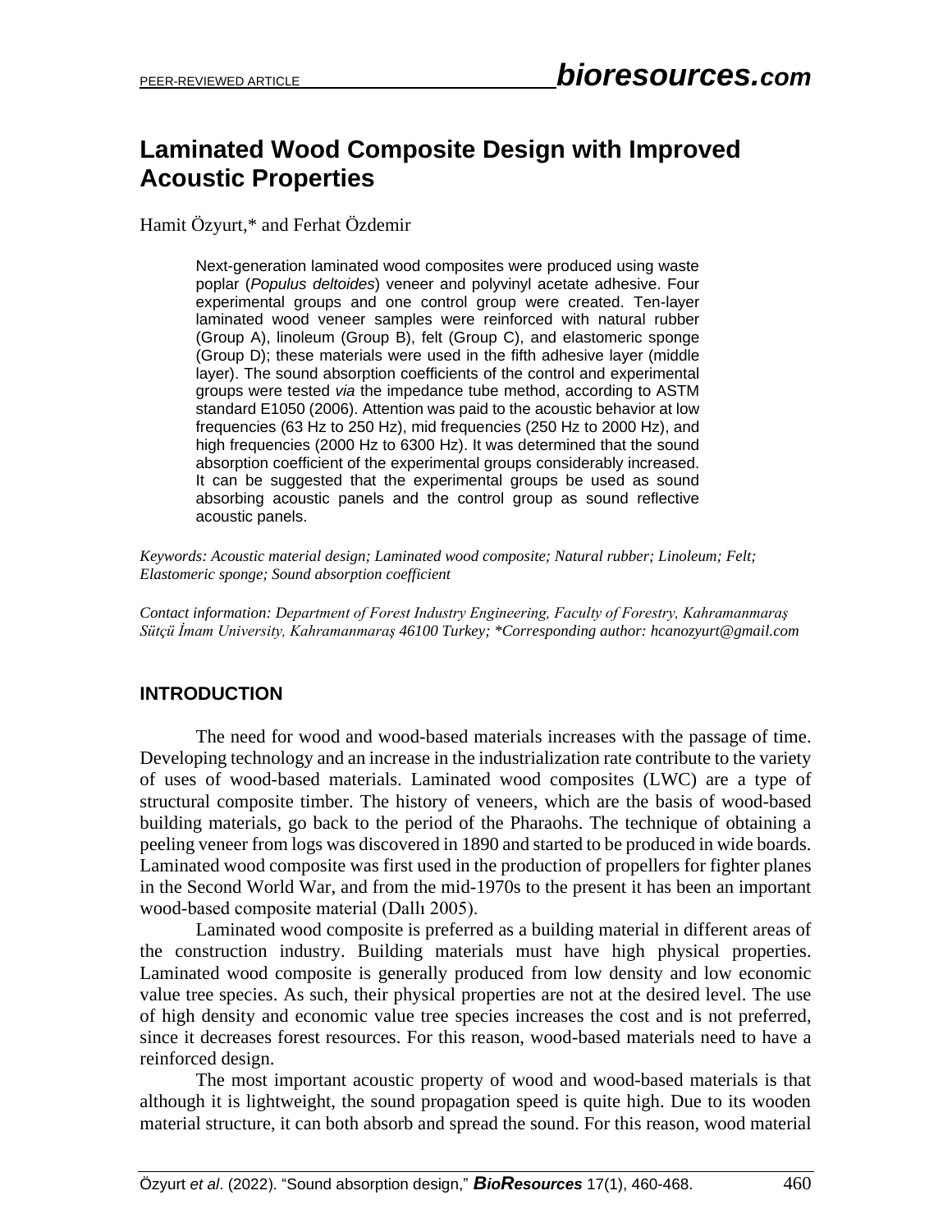# Laminated Wood Composite Design with Improved Acoustic Properties

Hamit Özyurt,* and Ferhat Özdemir

Next-generation laminated wood composites were produced using waste poplar (*Populus deltoides*) veneer and polyvinyl acetate adhesive. Four experimental groups and one control group were created. Ten-layer laminated wood veneer samples were reinforced with natural rubber (Group A), linoleum (Group B), felt (Group C), and elastomeric sponge (Group D); these materials were used in the fifth adhesive layer (middle layer). The sound absorption coefficients of the control and experimental groups were tested *via* the impedance tube method, according to ASTM standard E1050 (2006). Attention was paid to the acoustic behavior at low frequencies (63 Hz to 250 Hz), mid frequencies (250 Hz to 2000 Hz), and high frequencies (2000 Hz to 6300 Hz). It was determined that the sound absorption coefficient of the experimental groups considerably increased. It can be suggested that the experimental groups be used as sound absorbing acoustic panels and the control group as sound reflective acoustic panels.

*Keywords: Acoustic material design; Laminated wood composite; Natural rubber; Linoleum; Felt; Elastomeric sponge; Sound absorption coefficient*

*Contact information: Department of Forest Industry Engineering, Faculty of Forestry, Kahramanmaraş Sütçü İmam University, Kahramanmaraş 46100 Turkey; *Corresponding author: hcanozyurt@gmail.com*

## INTRODUCTION

The need for wood and wood-based materials increases with the passage of time. Developing technology and an increase in the industrialization rate contribute to the variety of uses of wood-based materials. Laminated wood composites (LWC) are a type of structural composite timber. The history of veneers, which are the basis of wood-based building materials, go back to the period of the Pharaohs. The technique of obtaining a peeling veneer from logs was discovered in 1890 and started to be produced in wide boards. Laminated wood composite was first used in the production of propellers for fighter planes in the Second World War, and from the mid-1970s to the present it has been an important wood-based composite material (Dallı 2005).

Laminated wood composite is preferred as a building material in different areas of the construction industry. Building materials must have high physical properties. Laminated wood composite is generally produced from low density and low economic value tree species. As such, their physical properties are not at the desired level. The use of high density and economic value tree species increases the cost and is not preferred, since it decreases forest resources. For this reason, wood-based materials need to have a reinforced design.

The most important acoustic property of wood and wood-based materials is that although it is lightweight, the sound propagation speed is quite high. Due to its wooden material structure, it can both absorb and spread the sound. For this reason, wood material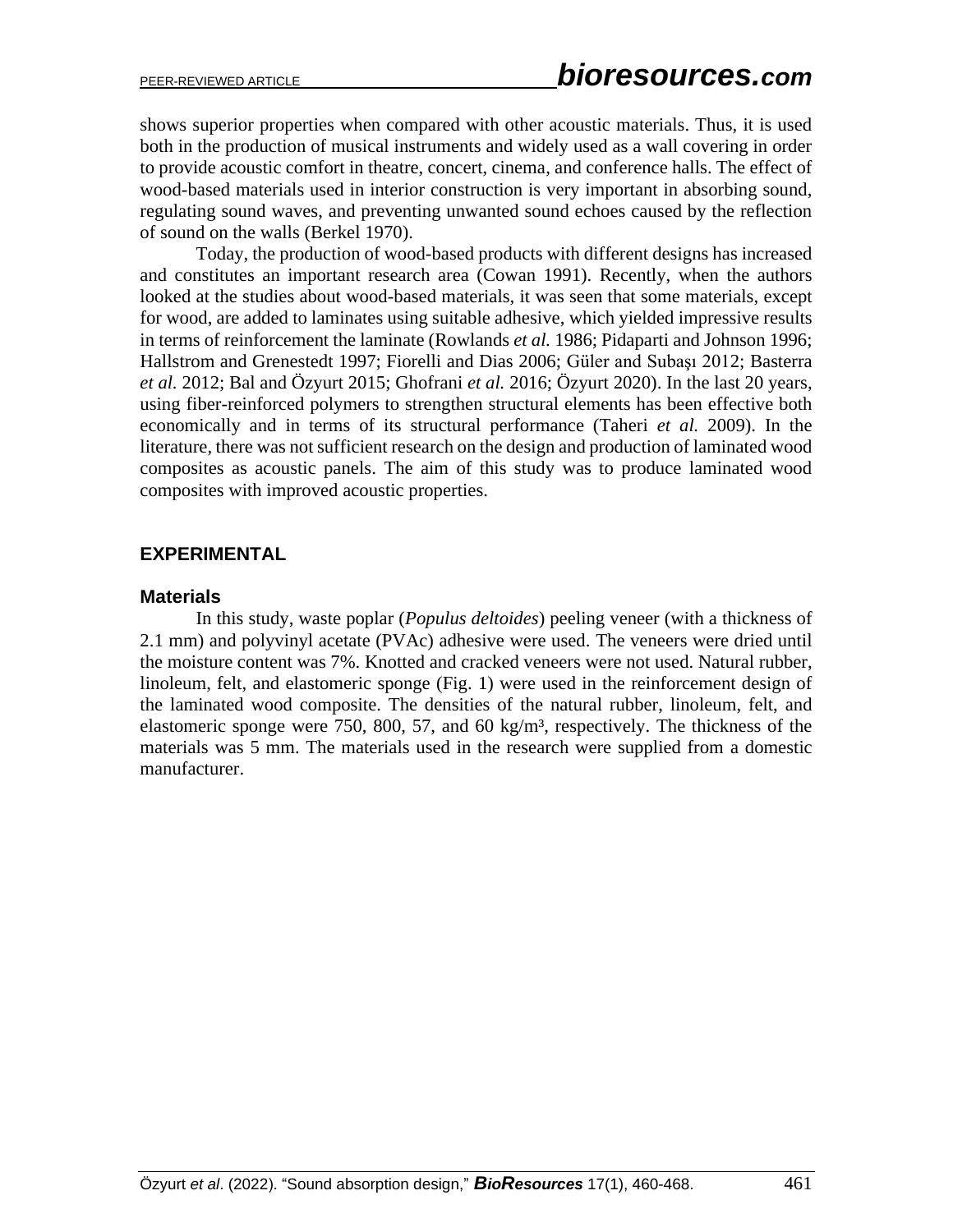shows superior properties when compared with other acoustic materials. Thus, it is used both in the production of musical instruments and widely used as a wall covering in order to provide acoustic comfort in theatre, concert, cinema, and conference halls. The effect of wood-based materials used in interior construction is very important in absorbing sound, regulating sound waves, and preventing unwanted sound echoes caused by the reflection of sound on the walls (Berkel 1970).

Today, the production of wood-based products with different designs has increased and constitutes an important research area (Cowan 1991). Recently, when the authors looked at the studies about wood-based materials, it was seen that some materials, except for wood, are added to laminates using suitable adhesive, which yielded impressive results in terms of reinforcement the laminate (Rowlands *et al.* 1986; Pidaparti and Johnson 1996; Hallstrom and Grenestedt 1997; Fiorelli and Dias 2006; Güler and Subaşı 2012; Basterra *et al.* 2012; Bal and Özyurt 2015; Ghofrani *et al.* 2016; Özyurt 2020). In the last 20 years, using fiber-reinforced polymers to strengthen structural elements has been effective both economically and in terms of its structural performance (Taheri *et al.* 2009). In the literature, there was not sufficient research on the design and production of laminated wood composites as acoustic panels. The aim of this study was to produce laminated wood composites with improved acoustic properties.

## EXPERIMENTAL

### Materials

In this study, waste poplar (*Populus deltoides*) peeling veneer (with a thickness of 2.1 mm) and polyvinyl acetate (PVAc) adhesive were used. The veneers were dried until the moisture content was 7%. Knotted and cracked veneers were not used. Natural rubber, linoleum, felt, and elastomeric sponge (Fig. 1) were used in the reinforcement design of the laminated wood composite. The densities of the natural rubber, linoleum, felt, and elastomeric sponge were 750, 800, 57, and 60 kg/m$^3$, respectively. The thickness of the materials was 5 mm. The materials used in the research were supplied from a domestic manufacturer.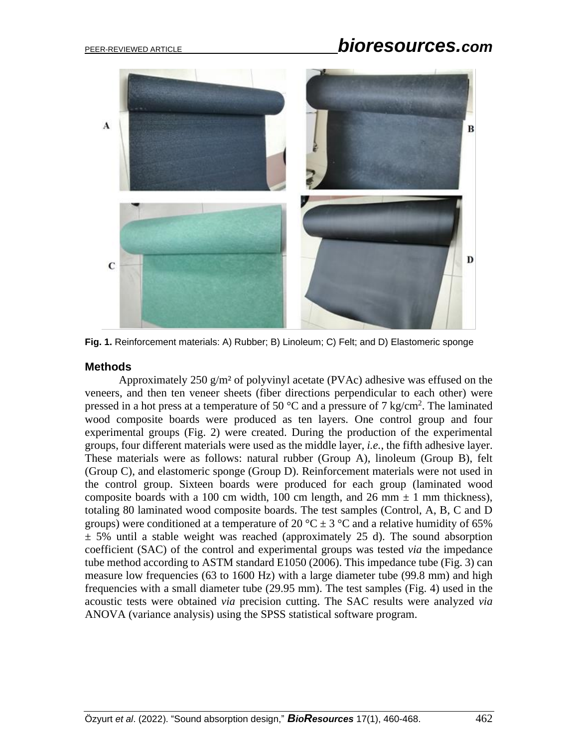Fig. 1. Reinforcement materials: A) Rubber; B) Linoleum; C) Felt; and D) Elastomeric sponge

## Methods

Approximately 250 g/m² of polyvinyl acetate (PVAc) adhesive was effused on the veneers, and then ten veneer sheets (fiber directions perpendicular to each other) were pressed in a hot press at a temperature of 50 °C and a pressure of 7 kg/cm$^2$. The laminated wood composite boards were produced as ten layers. One control group and four experimental groups (Fig. 2) were created. During the production of the experimental groups, four different materials were used as the middle layer, *i.e.*, the fifth adhesive layer. These materials were as follows: natural rubber (Group A), linoleum (Group B), felt (Group C), and elastomeric sponge (Group D). Reinforcement materials were not used in the control group. Sixteen boards were produced for each group (laminated wood composite boards with a 100 cm width, 100 cm length, and 26 mm ± 1 mm thickness), totaling 80 laminated wood composite boards. The test samples (Control, A, B, C and D groups) were conditioned at a temperature of 20 °C ± 3 °C and a relative humidity of 65% ± 5% until a stable weight was reached (approximately 25 d). The sound absorption coefficient (SAC) of the control and experimental groups was tested *via* the impedance tube method according to ASTM standard E1050 (2006). This impedance tube (Fig. 3) can measure low frequencies (63 to 1600 Hz) with a large diameter tube (99.8 mm) and high frequencies with a small diameter tube (29.95 mm). The test samples (Fig. 4) used in the acoustic tests were obtained *via* precision cutting. The SAC results were analyzed *via* ANOVA (variance analysis) using the SPSS statistical software program.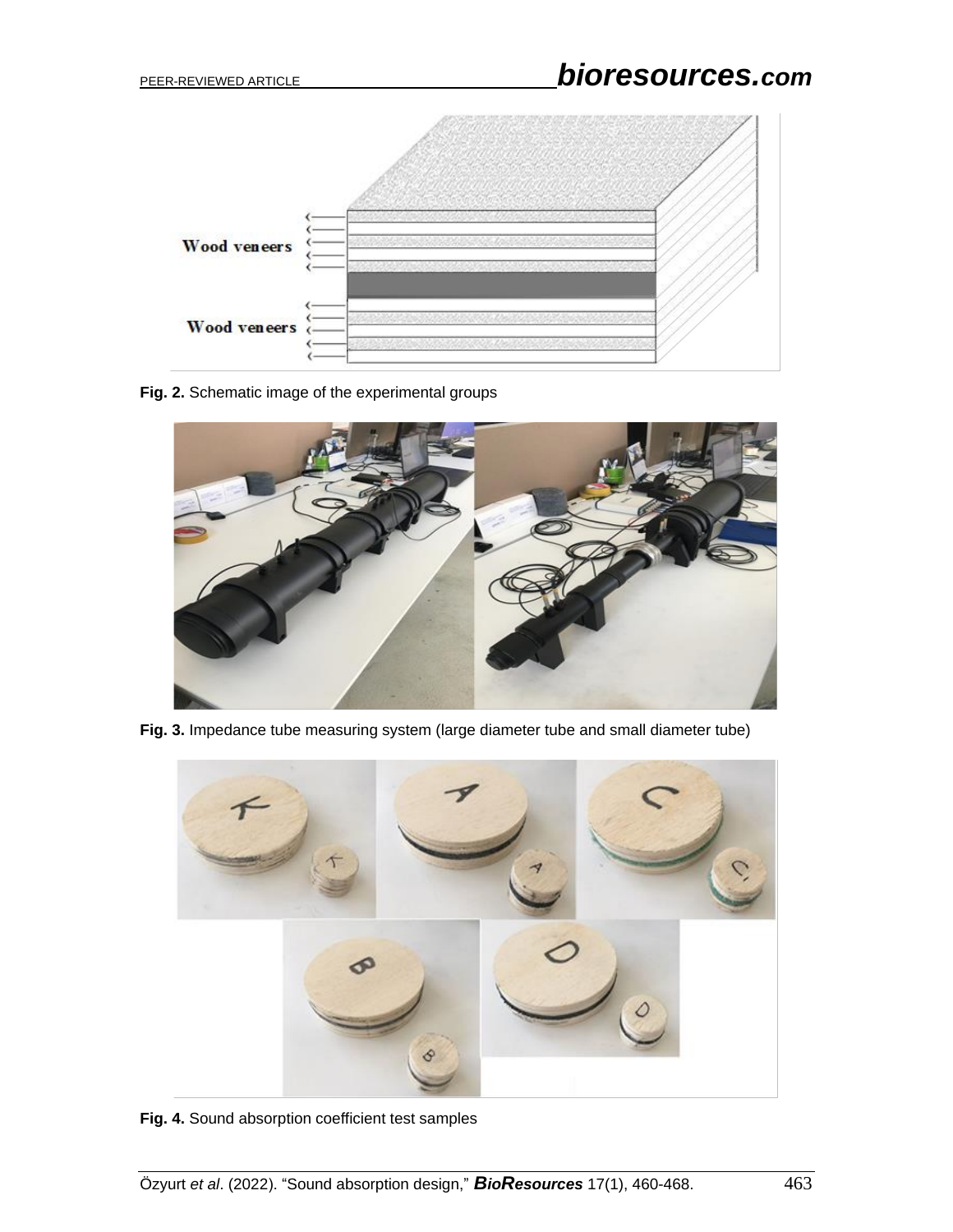**Fig. 2.** Schematic image of the experimental groups

**Fig. 3.** Impedance tube measuring system (large diameter tube and small diameter tube)

**Fig. 4.** Sound absorption coefficient test samples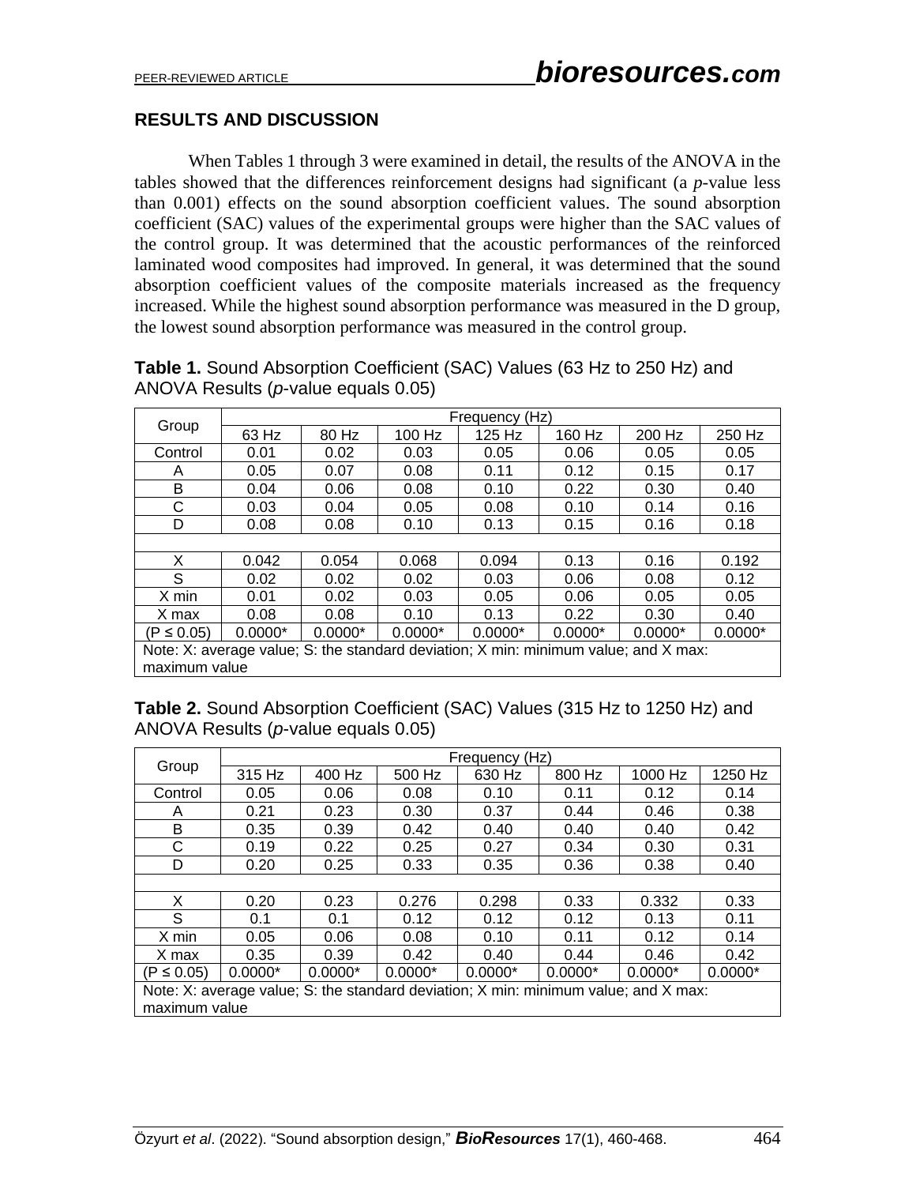## RESULTS AND DISCUSSION

When Tables 1 through 3 were examined in detail, the results of the ANOVA in the tables showed that the differences reinforcement designs had significant (a *p*-value less than 0.001) effects on the sound absorption coefficient values. The sound absorption coefficient (SAC) values of the experimental groups were higher than the SAC values of the control group. It was determined that the acoustic performances of the reinforced laminated wood composites had improved. In general, it was determined that the sound absorption coefficient values of the composite materials increased as the frequency increased. While the highest sound absorption performance was measured in the D group, the lowest sound absorption performance was measured in the control group.

**Table 1.** Sound Absorption Coefficient (SAC) Values (63 Hz to 250 Hz) and ANOVA Results (*p*-value equals 0.05)

| Group | Frequency (Hz) | | | | | | |
|---|---|---|---|---|---|---|---|
| | 63 Hz | 80 Hz | 100 Hz | 125 Hz | 160 Hz | 200 Hz | 250 Hz |
| Control | 0.01 | 0.02 | 0.03 | 0.05 | 0.06 | 0.05 | 0.05 |
| A | 0.05 | 0.07 | 0.08 | 0.11 | 0.12 | 0.15 | 0.17 |
| B | 0.04 | 0.06 | 0.08 | 0.10 | 0.22 | 0.30 | 0.40 |
| C | 0.03 | 0.04 | 0.05 | 0.08 | 0.10 | 0.14 | 0.16 |
| D | 0.08 | 0.08 | 0.10 | 0.13 | 0.15 | 0.16 | 0.18 |
| | | | | | | | |
| X | 0.042 | 0.054 | 0.068 | 0.094 | 0.13 | 0.16 | 0.192 |
| S | 0.02 | 0.02 | 0.02 | 0.03 | 0.06 | 0.08 | 0.12 |
| X min | 0.01 | 0.02 | 0.03 | 0.05 | 0.06 | 0.05 | 0.05 |
| X max | 0.08 | 0.08 | 0.10 | 0.13 | 0.22 | 0.30 | 0.40 |
| ($P \leq 0.05$) | 0.0000* | 0.0000* | 0.0000* | 0.0000* | 0.0000* | 0.0000* | 0.0000* |
| Note: X: average value; S: the standard deviation; X min: minimum value; and X max: maximum value | | | | | | | |

**Table 2.** Sound Absorption Coefficient (SAC) Values (315 Hz to 1250 Hz) and ANOVA Results (*p*-value equals 0.05)

| Group | Frequency (Hz) | | | | | | |
|---|---|---|---|---|---|---|---|
| | 315 Hz | 400 Hz | 500 Hz | 630 Hz | 800 Hz | 1000 Hz | 1250 Hz |
| Control | 0.05 | 0.06 | 0.08 | 0.10 | 0.11 | 0.12 | 0.14 |
| A | 0.21 | 0.23 | 0.30 | 0.37 | 0.44 | 0.46 | 0.38 |
| B | 0.35 | 0.39 | 0.42 | 0.40 | 0.40 | 0.40 | 0.42 |
| C | 0.19 | 0.22 | 0.25 | 0.27 | 0.34 | 0.30 | 0.31 |
| D | 0.20 | 0.25 | 0.33 | 0.35 | 0.36 | 0.38 | 0.40 |
| | | | | | | | |
| X | 0.20 | 0.23 | 0.276 | 0.298 | 0.33 | 0.332 | 0.33 |
| S | 0.1 | 0.1 | 0.12 | 0.12 | 0.12 | 0.13 | 0.11 |
| X min | 0.05 | 0.06 | 0.08 | 0.10 | 0.11 | 0.12 | 0.14 |
| X max | 0.35 | 0.39 | 0.42 | 0.40 | 0.44 | 0.46 | 0.42 |
| ($P \leq 0.05$) | 0.0000* | 0.0000* | 0.0000* | 0.0000* | 0.0000* | 0.0000* | 0.0000* |
| Note: X: average value; S: the standard deviation; X min: minimum value; and X max: maximum value | | | | | | | |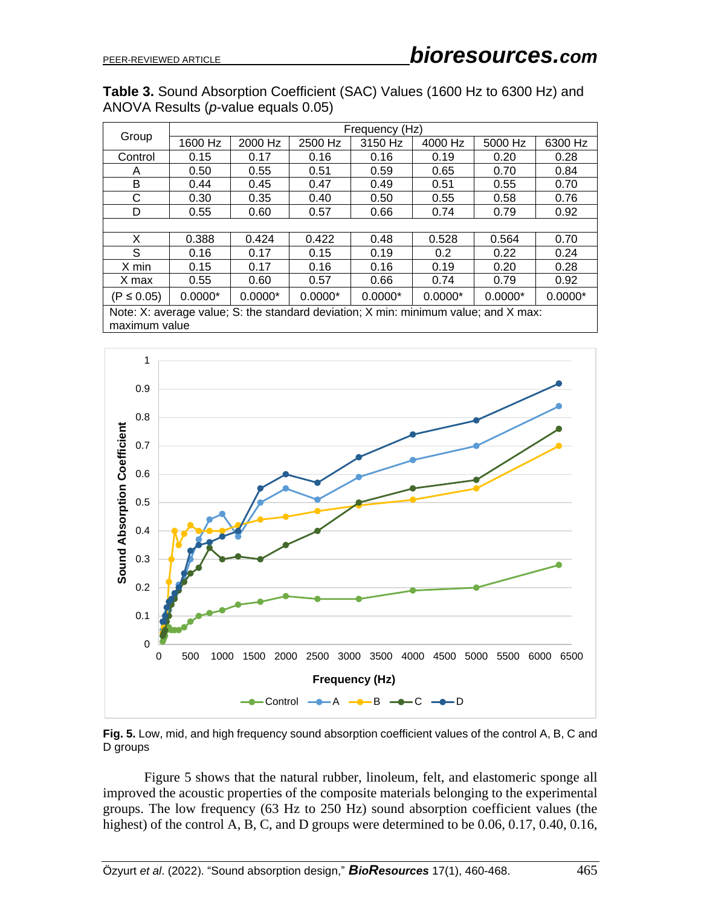**Table 3.** Sound Absorption Coefficient (SAC) Values (1600 Hz to 6300 Hz) and ANOVA Results (*p*-value equals 0.05)

| Group | Frequency (Hz) | | | | | | |
|---|---|---|---|---|---|---|---|
| | 1600 Hz | 2000 Hz | 2500 Hz | 3150 Hz | 4000 Hz | 5000 Hz | 6300 Hz |
| Control | 0.15 | 0.17 | 0.16 | 0.16 | 0.19 | 0.20 | 0.28 |
| A | 0.50 | 0.55 | 0.51 | 0.59 | 0.65 | 0.70 | 0.84 |
| B | 0.44 | 0.45 | 0.47 | 0.49 | 0.51 | 0.55 | 0.70 |
| C | 0.30 | 0.35 | 0.40 | 0.50 | 0.55 | 0.58 | 0.76 |
| D | 0.55 | 0.60 | 0.57 | 0.66 | 0.74 | 0.79 | 0.92 |
| | | | | | | | |
| X | 0.388 | 0.424 | 0.422 | 0.48 | 0.528 | 0.564 | 0.70 |
| S | 0.16 | 0.17 | 0.15 | 0.19 | 0.2 | 0.22 | 0.24 |
| X min | 0.15 | 0.17 | 0.16 | 0.16 | 0.19 | 0.20 | 0.28 |
| X max | 0.55 | 0.60 | 0.57 | 0.66 | 0.74 | 0.79 | 0.92 |
| ($P \leq 0.05$) | 0.0000* | 0.0000* | 0.0000* | 0.0000* | 0.0000* | 0.0000* | 0.0000* |

Note: X: average value; S: the standard deviation; X min: minimum value; and X max: maximum value

**Fig. 5.** Low, mid, and high frequency sound absorption coefficient values of the control A, B, C and D groups

Figure 5 shows that the natural rubber, linoleum, felt, and elastomeric sponge all improved the acoustic properties of the composite materials belonging to the experimental groups. The low frequency (63 Hz to 250 Hz) sound absorption coefficient values (the highest) of the control A, B, C, and D groups were determined to be 0.06, 0.17, 0.40, 0.16,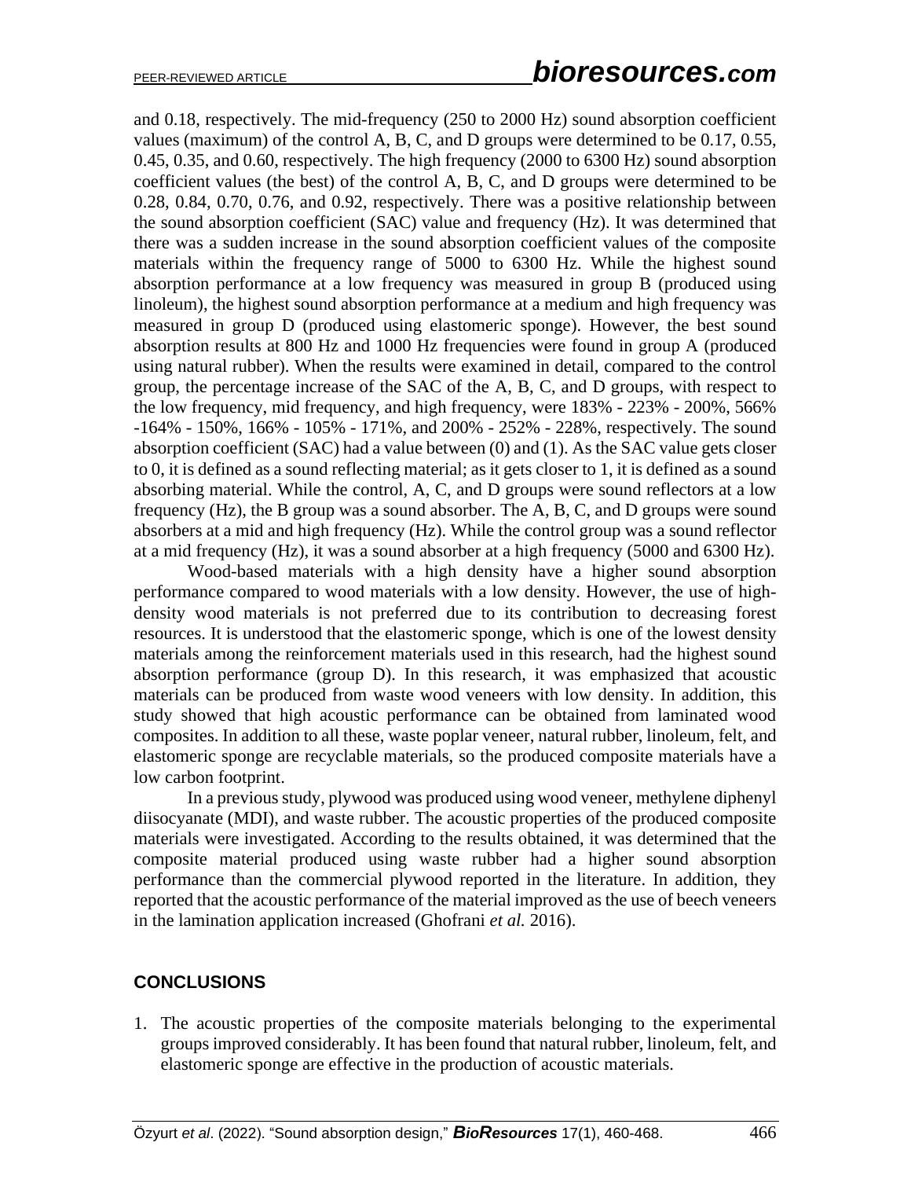and 0.18, respectively. The mid-frequency (250 to 2000 Hz) sound absorption coefficient values (maximum) of the control A, B, C, and D groups were determined to be 0.17, 0.55, 0.45, 0.35, and 0.60, respectively. The high frequency (2000 to 6300 Hz) sound absorption coefficient values (the best) of the control A, B, C, and D groups were determined to be 0.28, 0.84, 0.70, 0.76, and 0.92, respectively. There was a positive relationship between the sound absorption coefficient (SAC) value and frequency (Hz). It was determined that there was a sudden increase in the sound absorption coefficient values of the composite materials within the frequency range of 5000 to 6300 Hz. While the highest sound absorption performance at a low frequency was measured in group B (produced using linoleum), the highest sound absorption performance at a medium and high frequency was measured in group D (produced using elastomeric sponge). However, the best sound absorption results at 800 Hz and 1000 Hz frequencies were found in group A (produced using natural rubber). When the results were examined in detail, compared to the control group, the percentage increase of the SAC of the A, B, C, and D groups, with respect to the low frequency, mid frequency, and high frequency, were 183% - 223% - 200%, 566% -164% - 150%, 166% - 105% - 171%, and 200% - 252% - 228%, respectively. The sound absorption coefficient (SAC) had a value between (0) and (1). As the SAC value gets closer to 0, it is defined as a sound reflecting material; as it gets closer to 1, it is defined as a sound absorbing material. While the control, A, C, and D groups were sound reflectors at a low frequency (Hz), the B group was a sound absorber. The A, B, C, and D groups were sound absorbers at a mid and high frequency (Hz). While the control group was a sound reflector at a mid frequency (Hz), it was a sound absorber at a high frequency (5000 and 6300 Hz).

Wood-based materials with a high density have a higher sound absorption performance compared to wood materials with a low density. However, the use of high-density wood materials is not preferred due to its contribution to decreasing forest resources. It is understood that the elastomeric sponge, which is one of the lowest density materials among the reinforcement materials used in this research, had the highest sound absorption performance (group D). In this research, it was emphasized that acoustic materials can be produced from waste wood veneers with low density. In addition, this study showed that high acoustic performance can be obtained from laminated wood composites. In addition to all these, waste poplar veneer, natural rubber, linoleum, felt, and elastomeric sponge are recyclable materials, so the produced composite materials have a low carbon footprint.

In a previous study, plywood was produced using wood veneer, methylene diphenyl diisocyanate (MDI), and waste rubber. The acoustic properties of the produced composite materials were investigated. According to the results obtained, it was determined that the composite material produced using waste rubber had a higher sound absorption performance than the commercial plywood reported in the literature. In addition, they reported that the acoustic performance of the material improved as the use of beech veneers in the lamination application increased (Ghofrani *et al.* 2016).

## CONCLUSIONS

1. The acoustic properties of the composite materials belonging to the experimental groups improved considerably. It has been found that natural rubber, linoleum, felt, and elastomeric sponge are effective in the production of acoustic materials.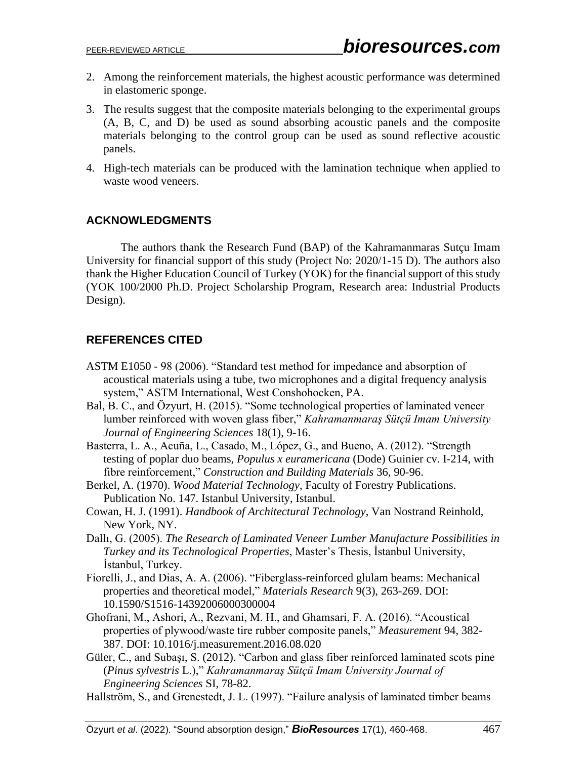2. Among the reinforcement materials, the highest acoustic performance was determined in elastomeric sponge.
3. The results suggest that the composite materials belonging to the experimental groups (A, B, C, and D) be used as sound absorbing acoustic panels and the composite materials belonging to the control group can be used as sound reflective acoustic panels.
4. High-tech materials can be produced with the lamination technique when applied to waste wood veneers.

## ACKNOWLEDGMENTS

The authors thank the Research Fund (BAP) of the Kahramanmaras Sutçu Imam University for financial support of this study (Project No: 2020/1-15 D). The authors also thank the Higher Education Council of Turkey (YOK) for the financial support of this study (YOK 100/2000 Ph.D. Project Scholarship Program, Research area: Industrial Products Design).

## REFERENCES CITED

ASTM E1050 - 98 (2006). "Standard test method for impedance and absorption of acoustical materials using a tube, two microphones and a digital frequency analysis system," ASTM International, West Conshohocken, PA.

Bal, B. C., and Özyurt, H. (2015). "Some technological properties of laminated veneer lumber reinforced with woven glass fiber," *Kahramanmaraş Sütçü Imam University Journal of Engineering Sciences* 18(1), 9-16.

Basterra, L. A., Acuña, L., Casado, M., López, G., and Bueno, A. (2012). "Strength testing of poplar duo beams, *Populus x euramericana* (Dode) Guinier cv. I-214, with fibre reinforcement," *Construction and Building Materials* 36, 90-96.

Berkel, A. (1970). *Wood Material Technology*, Faculty of Forestry Publications. Publication No. 147. Istanbul University, Istanbul.

Cowan, H. J. (1991). *Handbook of Architectural Technology*, Van Nostrand Reinhold, New York, NY.

Dallı, G. (2005). *The Research of Laminated Veneer Lumber Manufacture Possibilities in Turkey and its Technological Properties*, Master's Thesis, İstanbul University, İstanbul, Turkey.

Fiorelli, J., and Dias, A. A. (2006). "Fiberglass-reinforced glulam beams: Mechanical properties and theoretical model," *Materials Research* 9(3), 263-269. DOI: 10.1590/S1516-14392006000300004

Ghofrani, M., Ashori, A., Rezvani, M. H., and Ghamsari, F. A. (2016). "Acoustical properties of plywood/waste tire rubber composite panels," *Measurement* 94, 382-387. DOI: 10.1016/j.measurement.2016.08.020

Güler, C., and Subaşı, S. (2012). "Carbon and glass fiber reinforced laminated scots pine (*Pinus sylvestris* L.)," *Kahramanmaraş Sütçü Imam University Journal of Engineering Sciences* SI, 78-82.

Hallström, S., and Grenestedt, J. L. (1997). "Failure analysis of laminated timber beams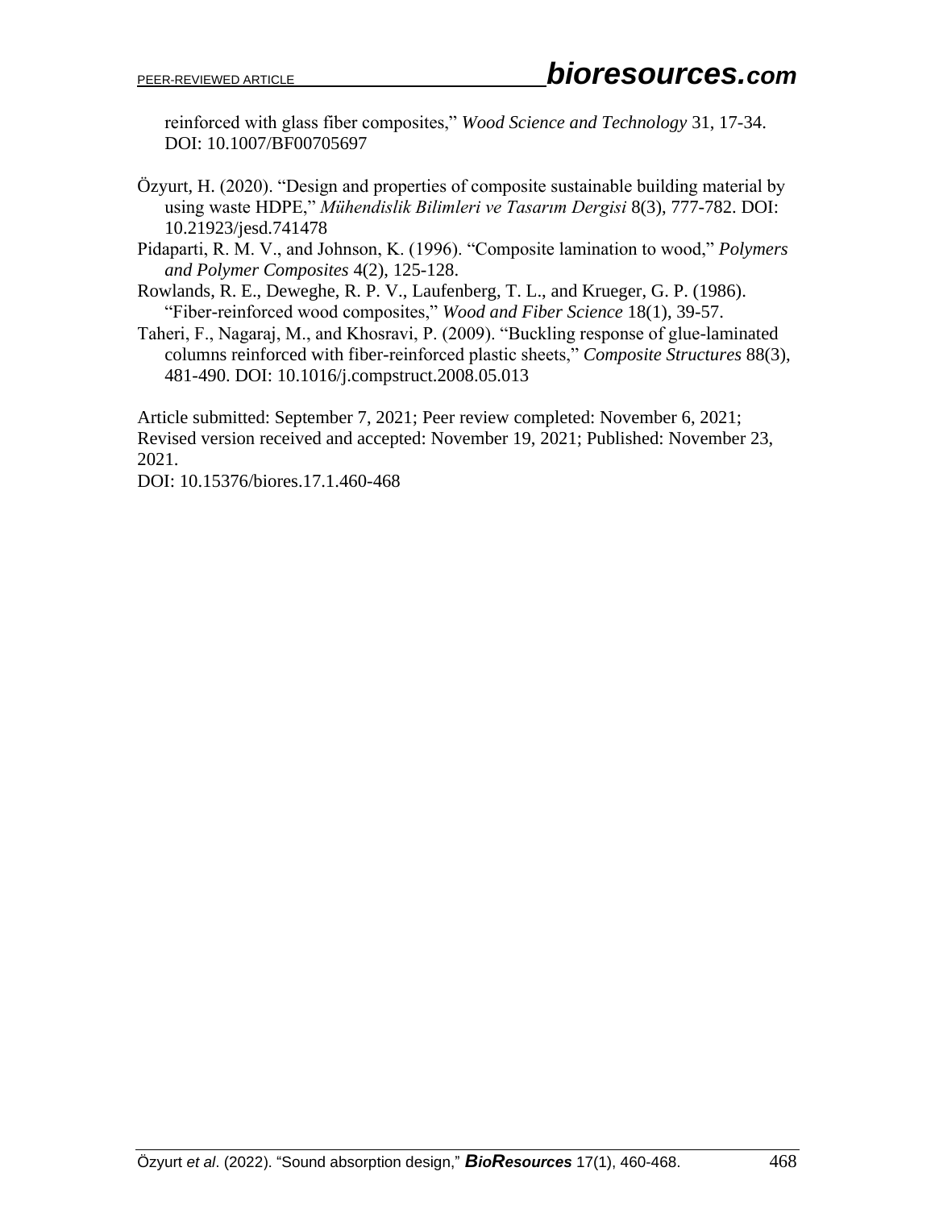reinforced with glass fiber composites," *Wood Science and Technology* 31, 17-34. DOI: 10.1007/BF00705697

Özyurt, H. (2020). "Design and properties of composite sustainable building material by using waste HDPE," *Mühendislik Bilimleri ve Tasarım Dergisi* 8(3), 777-782. DOI: 10.21923/jesd.741478

Pidaparti, R. M. V., and Johnson, K. (1996). "Composite lamination to wood," *Polymers and Polymer Composites* 4(2), 125-128.

Rowlands, R. E., Deweghe, R. P. V., Laufenberg, T. L., and Krueger, G. P. (1986). "Fiber-reinforced wood composites," *Wood and Fiber Science* 18(1), 39-57.

Taheri, F., Nagaraj, M., and Khosravi, P. (2009). "Buckling response of glue-laminated columns reinforced with fiber-reinforced plastic sheets," *Composite Structures* 88(3), 481-490. DOI: 10.1016/j.compstruct.2008.05.013

Article submitted: September 7, 2021; Peer review completed: November 6, 2021; Revised version received and accepted: November 19, 2021; Published: November 23, 2021.

DOI: 10.15376/biores.17.1.460-468